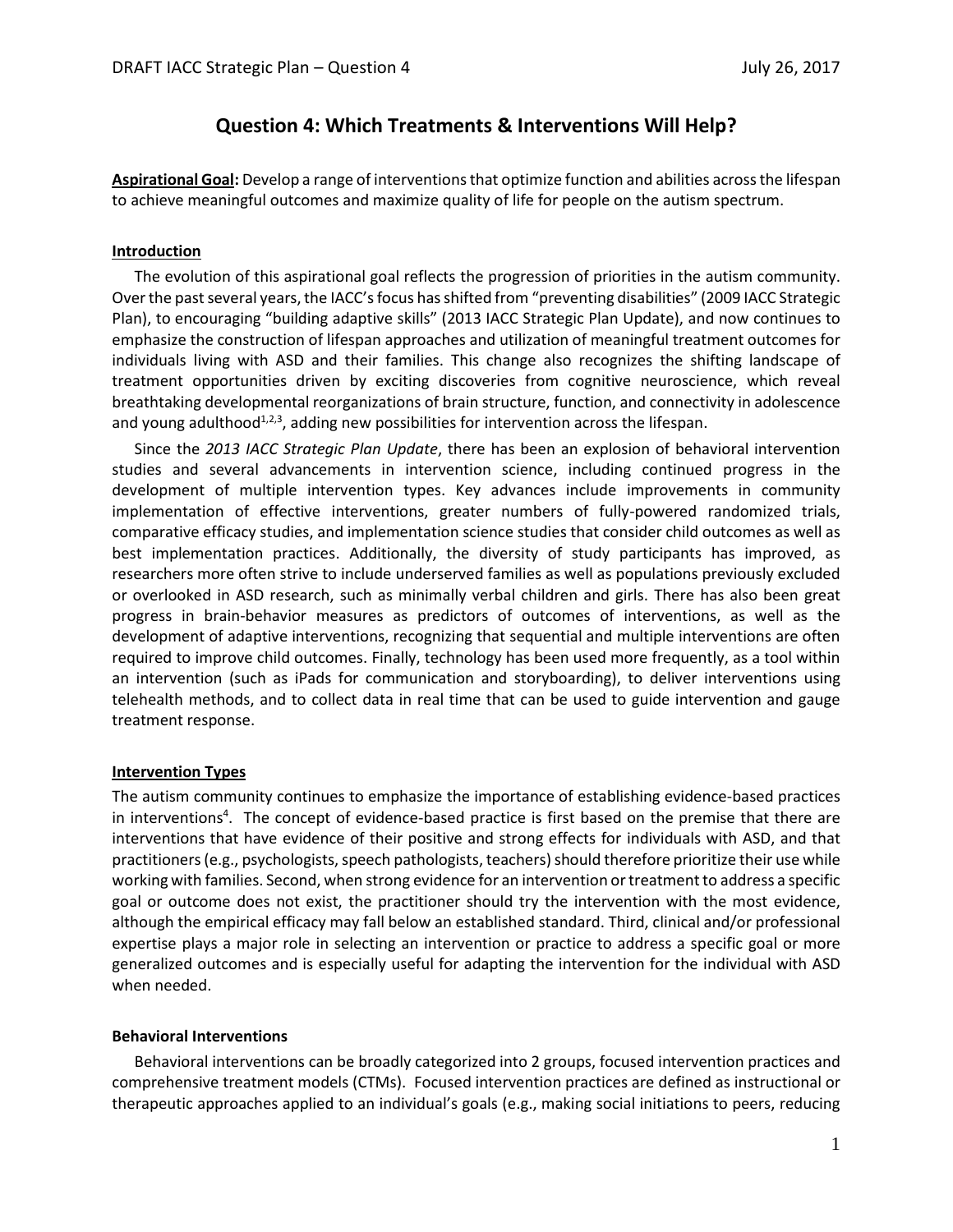# Question 4: Which Treatments & Interventions Will Help?

**Aspirational Goal:** Develop a range of interventions that optimize function and abilities across the lifespan to achieve meaningful outcomes and maximize quality of life for people on the autism spectrum.

## Introduction

The evolution of this aspirational goal reflects the progression of priorities in the autism community. Over the past several years, the IACC's focus has shifted from "preventing disabilities" (2009 IACC Strategic Plan), to encouraging "building adaptive skills" (2013 IACC Strategic Plan Update), and now continues to emphasize the construction of lifespan approaches and utilization of meaningful treatment outcomes for individuals living with ASD and their families. This change also recognizes the shifting landscape of treatment opportunities driven by exciting discoveries from cognitive neuroscience, which reveal breathtaking developmental reorganizations of brain structure, function, and connectivity in adolescence and young adulthood[1,2,3], adding new possibilities for intervention across the lifespan.

Since the *2013 IACC Strategic Plan Update*, there has been an explosion of behavioral intervention studies and several advancements in intervention science, including continued progress in the development of multiple intervention types. Key advances include improvements in community implementation of effective interventions, greater numbers of fully-powered randomized trials, comparative efficacy studies, and implementation science studies that consider child outcomes as well as best implementation practices. Additionally, the diversity of study participants has improved, as researchers more often strive to include underserved families as well as populations previously excluded or overlooked in ASD research, such as minimally verbal children and girls. There has also been great progress in brain-behavior measures as predictors of outcomes of interventions, as well as the development of adaptive interventions, recognizing that sequential and multiple interventions are often required to improve child outcomes. Finally, technology has been used more frequently, as a tool within an intervention (such as iPads for communication and storyboarding), to deliver interventions using telehealth methods, and to collect data in real time that can be used to guide intervention and gauge treatment response.

## Intervention Types

The autism community continues to emphasize the importance of establishing evidence-based practices in interventions[4]. The concept of evidence-based practice is first based on the premise that there are interventions that have evidence of their positive and strong effects for individuals with ASD, and that practitioners (e.g., psychologists, speech pathologists, teachers) should therefore prioritize their use while working with families. Second, when strong evidence for an intervention or treatment to address a specific goal or outcome does not exist, the practitioner should try the intervention with the most evidence, although the empirical efficacy may fall below an established standard. Third, clinical and/or professional expertise plays a major role in selecting an intervention or practice to address a specific goal or more generalized outcomes and is especially useful for adapting the intervention for the individual with ASD when needed.

### Behavioral Interventions

Behavioral interventions can be broadly categorized into 2 groups, focused intervention practices and comprehensive treatment models (CTMs). Focused intervention practices are defined as instructional or therapeutic approaches applied to an individual's goals (e.g., making social initiations to peers, reducing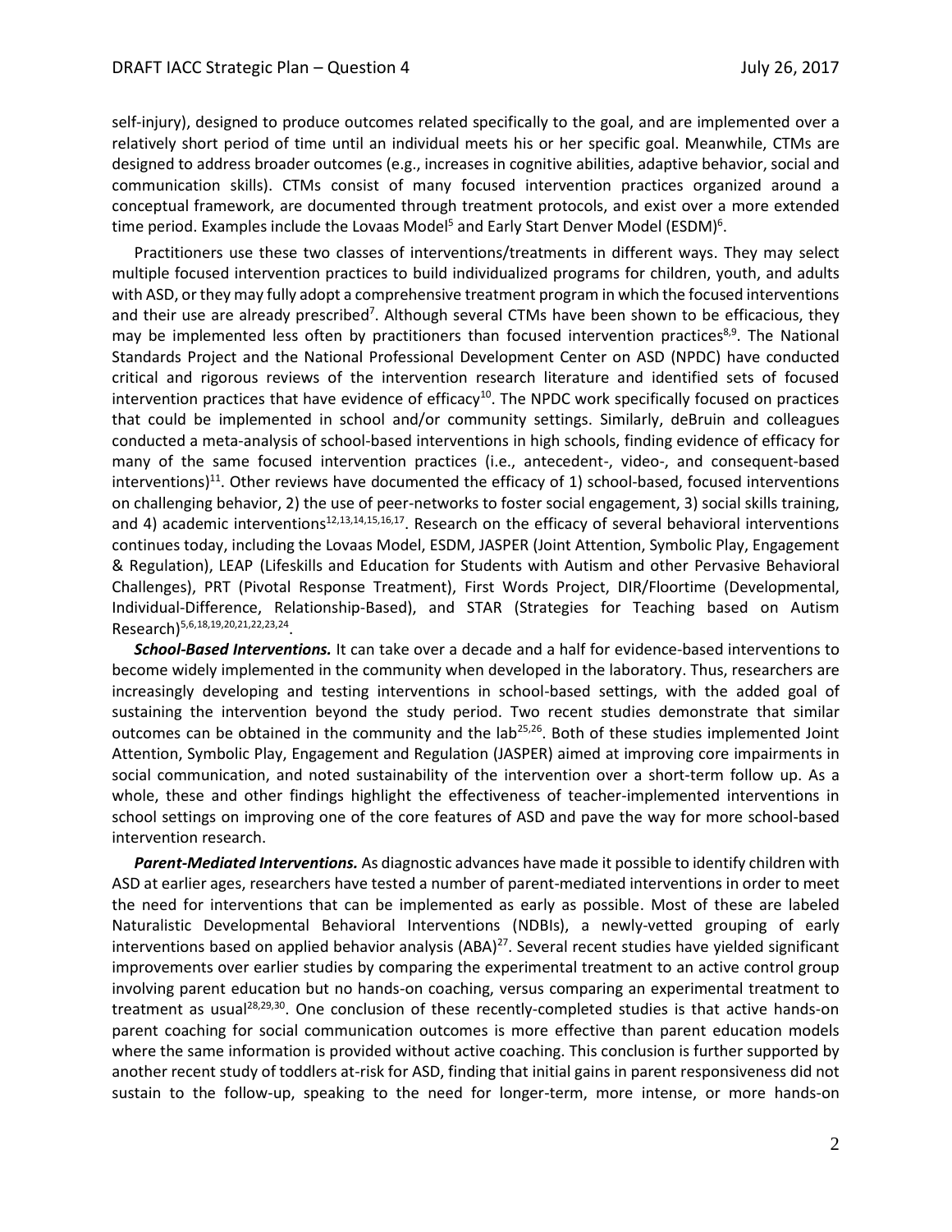self-injury), designed to produce outcomes related specifically to the goal, and are implemented over a relatively short period of time until an individual meets his or her specific goal. Meanwhile, CTMs are designed to address broader outcomes (e.g., increases in cognitive abilities, adaptive behavior, social and communication skills). CTMs consist of many focused intervention practices organized around a conceptual framework, are documented through treatment protocols, and exist over a more extended time period. Examples include the Lovaas Model[5] and Early Start Denver Model (ESDM)[6].

Practitioners use these two classes of interventions/treatments in different ways. They may select multiple focused intervention practices to build individualized programs for children, youth, and adults with ASD, or they may fully adopt a comprehensive treatment program in which the focused interventions and their use are already prescribed[7]. Although several CTMs have been shown to be efficacious, they may be implemented less often by practitioners than focused intervention practices[8,9]. The National Standards Project and the National Professional Development Center on ASD (NPDC) have conducted critical and rigorous reviews of the intervention research literature and identified sets of focused intervention practices that have evidence of efficacy[10]. The NPDC work specifically focused on practices that could be implemented in school and/or community settings. Similarly, deBruin and colleagues conducted a meta-analysis of school-based interventions in high schools, finding evidence of efficacy for many of the same focused intervention practices (i.e., antecedent-, video-, and consequent-based interventions)[11]. Other reviews have documented the efficacy of 1) school-based, focused interventions on challenging behavior, 2) the use of peer-networks to foster social engagement, 3) social skills training, and 4) academic interventions[12,13,14,15,16,17]. Research on the efficacy of several behavioral interventions continues today, including the Lovaas Model, ESDM, JASPER (Joint Attention, Symbolic Play, Engagement & Regulation), LEAP (Lifeskills and Education for Students with Autism and other Pervasive Behavioral Challenges), PRT (Pivotal Response Treatment), First Words Project, DIR/Floortime (Developmental, Individual-Difference, Relationship-Based), and STAR (Strategies for Teaching based on Autism Research)[5,6,18,19,20,21,22,23,24].

***School-Based Interventions.*** It can take over a decade and a half for evidence-based interventions to become widely implemented in the community when developed in the laboratory. Thus, researchers are increasingly developing and testing interventions in school-based settings, with the added goal of sustaining the intervention beyond the study period. Two recent studies demonstrate that similar outcomes can be obtained in the community and the lab[25,26]. Both of these studies implemented Joint Attention, Symbolic Play, Engagement and Regulation (JASPER) aimed at improving core impairments in social communication, and noted sustainability of the intervention over a short-term follow up. As a whole, these and other findings highlight the effectiveness of teacher-implemented interventions in school settings on improving one of the core features of ASD and pave the way for more school-based intervention research.

***Parent-Mediated Interventions.*** As diagnostic advances have made it possible to identify children with ASD at earlier ages, researchers have tested a number of parent-mediated interventions in order to meet the need for interventions that can be implemented as early as possible. Most of these are labeled Naturalistic Developmental Behavioral Interventions (NDBIs), a newly-vetted grouping of early interventions based on applied behavior analysis (ABA)[27]. Several recent studies have yielded significant improvements over earlier studies by comparing the experimental treatment to an active control group involving parent education but no hands-on coaching, versus comparing an experimental treatment to treatment as usual[28,29,30]. One conclusion of these recently-completed studies is that active hands-on parent coaching for social communication outcomes is more effective than parent education models where the same information is provided without active coaching. This conclusion is further supported by another recent study of toddlers at-risk for ASD, finding that initial gains in parent responsiveness did not sustain to the follow-up, speaking to the need for longer-term, more intense, or more hands-on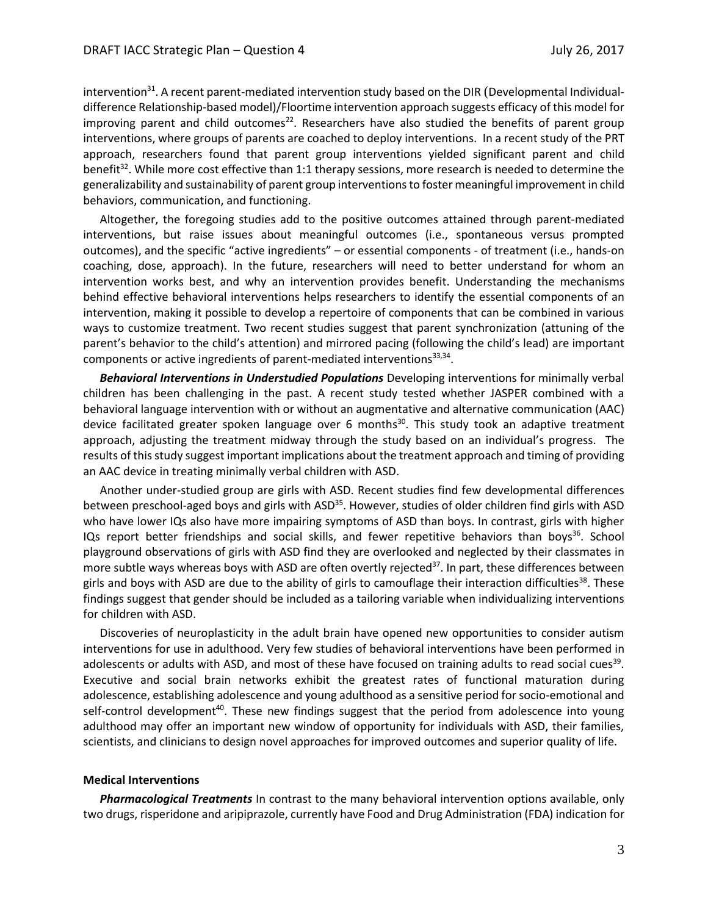intervention[31]. A recent parent-mediated intervention study based on the DIR (Developmental Individual-difference Relationship-based model)/Floortime intervention approach suggests efficacy of this model for improving parent and child outcomes[22]. Researchers have also studied the benefits of parent group interventions, where groups of parents are coached to deploy interventions. In a recent study of the PRT approach, researchers found that parent group interventions yielded significant parent and child benefit[32]. While more cost effective than 1:1 therapy sessions, more research is needed to determine the generalizability and sustainability of parent group interventions to foster meaningful improvement in child behaviors, communication, and functioning.

Altogether, the foregoing studies add to the positive outcomes attained through parent-mediated interventions, but raise issues about meaningful outcomes (i.e., spontaneous versus prompted outcomes), and the specific "active ingredients" – or essential components - of treatment (i.e., hands-on coaching, dose, approach). In the future, researchers will need to better understand for whom an intervention works best, and why an intervention provides benefit. Understanding the mechanisms behind effective behavioral interventions helps researchers to identify the essential components of an intervention, making it possible to develop a repertoire of components that can be combined in various ways to customize treatment. Two recent studies suggest that parent synchronization (attuning of the parent's behavior to the child's attention) and mirrored pacing (following the child's lead) are important components or active ingredients of parent-mediated interventions[33,34].

***Behavioral Interventions in Understudied Populations*** Developing interventions for minimally verbal children has been challenging in the past. A recent study tested whether JASPER combined with a behavioral language intervention with or without an augmentative and alternative communication (AAC) device facilitated greater spoken language over 6 months[30]. This study took an adaptive treatment approach, adjusting the treatment midway through the study based on an individual's progress. The results of this study suggest important implications about the treatment approach and timing of providing an AAC device in treating minimally verbal children with ASD.

Another under-studied group are girls with ASD. Recent studies find few developmental differences between preschool-aged boys and girls with ASD[35]. However, studies of older children find girls with ASD who have lower IQs also have more impairing symptoms of ASD than boys. In contrast, girls with higher IQs report better friendships and social skills, and fewer repetitive behaviors than boys[36]. School playground observations of girls with ASD find they are overlooked and neglected by their classmates in more subtle ways whereas boys with ASD are often overtly rejected[37]. In part, these differences between girls and boys with ASD are due to the ability of girls to camouflage their interaction difficulties[38]. These findings suggest that gender should be included as a tailoring variable when individualizing interventions for children with ASD.

Discoveries of neuroplasticity in the adult brain have opened new opportunities to consider autism interventions for use in adulthood. Very few studies of behavioral interventions have been performed in adolescents or adults with ASD, and most of these have focused on training adults to read social cues[39]. Executive and social brain networks exhibit the greatest rates of functional maturation during adolescence, establishing adolescence and young adulthood as a sensitive period for socio-emotional and self-control development[40]. These new findings suggest that the period from adolescence into young adulthood may offer an important new window of opportunity for individuals with ASD, their families, scientists, and clinicians to design novel approaches for improved outcomes and superior quality of life.

**Medical Interventions**

***Pharmacological Treatments*** In contrast to the many behavioral intervention options available, only two drugs, risperidone and aripiprazole, currently have Food and Drug Administration (FDA) indication for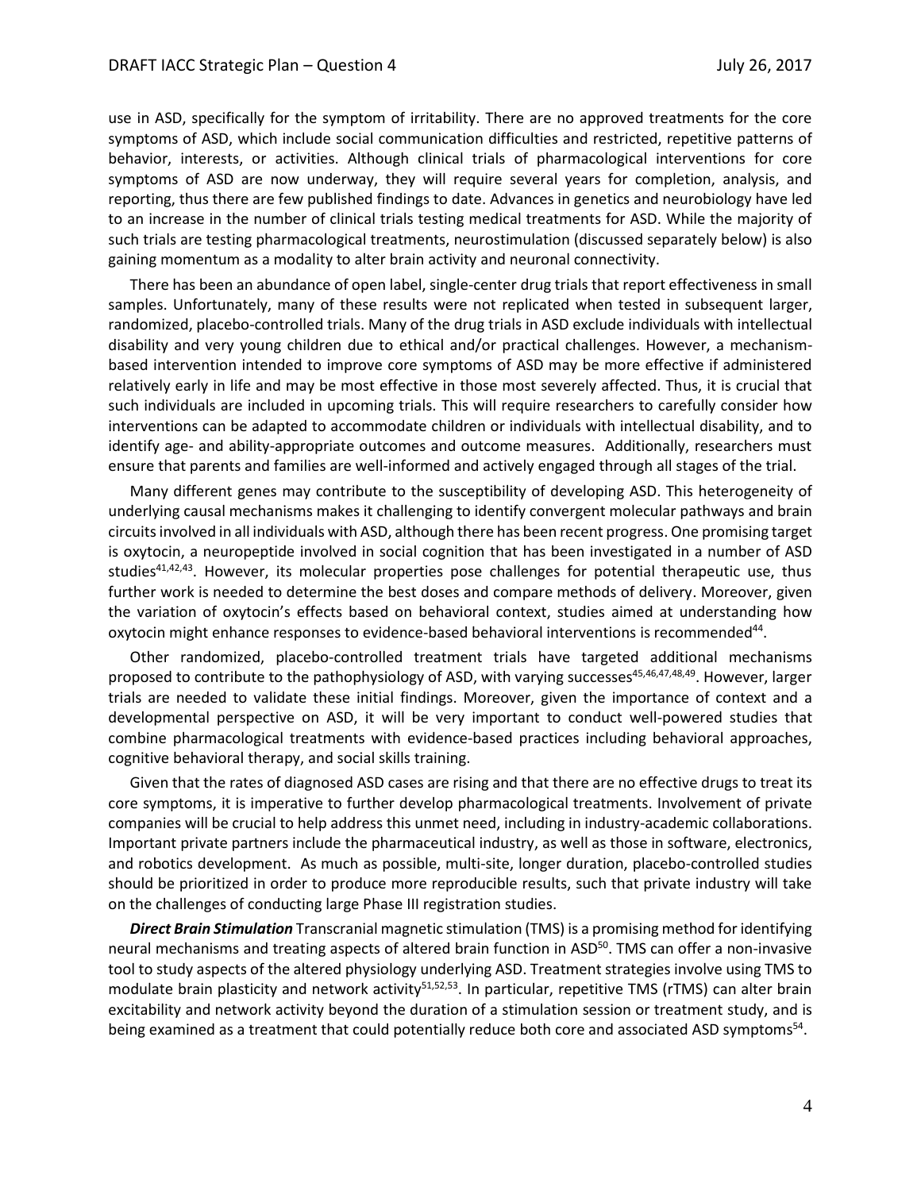use in ASD, specifically for the symptom of irritability. There are no approved treatments for the core symptoms of ASD, which include social communication difficulties and restricted, repetitive patterns of behavior, interests, or activities. Although clinical trials of pharmacological interventions for core symptoms of ASD are now underway, they will require several years for completion, analysis, and reporting, thus there are few published findings to date. Advances in genetics and neurobiology have led to an increase in the number of clinical trials testing medical treatments for ASD. While the majority of such trials are testing pharmacological treatments, neurostimulation (discussed separately below) is also gaining momentum as a modality to alter brain activity and neuronal connectivity.

There has been an abundance of open label, single-center drug trials that report effectiveness in small samples. Unfortunately, many of these results were not replicated when tested in subsequent larger, randomized, placebo-controlled trials. Many of the drug trials in ASD exclude individuals with intellectual disability and very young children due to ethical and/or practical challenges. However, a mechanism-based intervention intended to improve core symptoms of ASD may be more effective if administered relatively early in life and may be most effective in those most severely affected. Thus, it is crucial that such individuals are included in upcoming trials. This will require researchers to carefully consider how interventions can be adapted to accommodate children or individuals with intellectual disability, and to identify age- and ability-appropriate outcomes and outcome measures. Additionally, researchers must ensure that parents and families are well-informed and actively engaged through all stages of the trial.

Many different genes may contribute to the susceptibility of developing ASD. This heterogeneity of underlying causal mechanisms makes it challenging to identify convergent molecular pathways and brain circuits involved in all individuals with ASD, although there has been recent progress. One promising target is oxytocin, a neuropeptide involved in social cognition that has been investigated in a number of ASD studies[41,42,43]. However, its molecular properties pose challenges for potential therapeutic use, thus further work is needed to determine the best doses and compare methods of delivery. Moreover, given the variation of oxytocin's effects based on behavioral context, studies aimed at understanding how oxytocin might enhance responses to evidence-based behavioral interventions is recommended[44].

Other randomized, placebo-controlled treatment trials have targeted additional mechanisms proposed to contribute to the pathophysiology of ASD, with varying successes[45,46,47,48,49]. However, larger trials are needed to validate these initial findings. Moreover, given the importance of context and a developmental perspective on ASD, it will be very important to conduct well-powered studies that combine pharmacological treatments with evidence-based practices including behavioral approaches, cognitive behavioral therapy, and social skills training.

Given that the rates of diagnosed ASD cases are rising and that there are no effective drugs to treat its core symptoms, it is imperative to further develop pharmacological treatments. Involvement of private companies will be crucial to help address this unmet need, including in industry-academic collaborations. Important private partners include the pharmaceutical industry, as well as those in software, electronics, and robotics development. As much as possible, multi-site, longer duration, placebo-controlled studies should be prioritized in order to produce more reproducible results, such that private industry will take on the challenges of conducting large Phase III registration studies.

***Direct Brain Stimulation*** Transcranial magnetic stimulation (TMS) is a promising method for identifying neural mechanisms and treating aspects of altered brain function in ASD[50]. TMS can offer a non-invasive tool to study aspects of the altered physiology underlying ASD. Treatment strategies involve using TMS to modulate brain plasticity and network activity[51,52,53]. In particular, repetitive TMS (rTMS) can alter brain excitability and network activity beyond the duration of a stimulation session or treatment study, and is being examined as a treatment that could potentially reduce both core and associated ASD symptoms[54].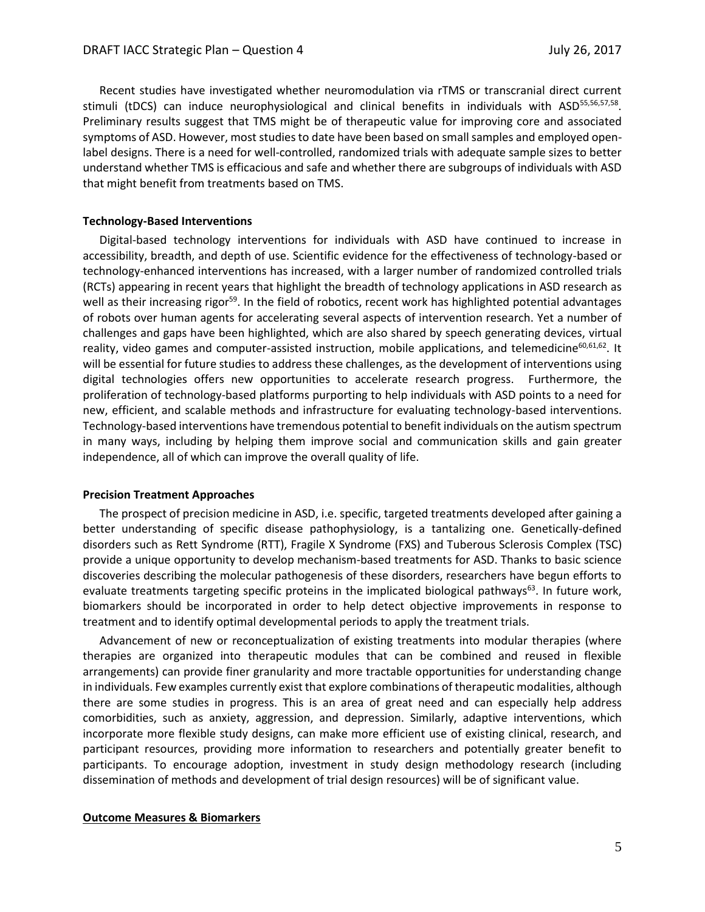Recent studies have investigated whether neuromodulation via rTMS or transcranial direct current stimuli (tDCS) can induce neurophysiological and clinical benefits in individuals with ASD[55,56,57,58]. Preliminary results suggest that TMS might be of therapeutic value for improving core and associated symptoms of ASD. However, most studies to date have been based on small samples and employed open-label designs. There is a need for well-controlled, randomized trials with adequate sample sizes to better understand whether TMS is efficacious and safe and whether there are subgroups of individuals with ASD that might benefit from treatments based on TMS.

**Technology-Based Interventions**

Digital-based technology interventions for individuals with ASD have continued to increase in accessibility, breadth, and depth of use. Scientific evidence for the effectiveness of technology-based or technology-enhanced interventions has increased, with a larger number of randomized controlled trials (RCTs) appearing in recent years that highlight the breadth of technology applications in ASD research as well as their increasing rigor[59]. In the field of robotics, recent work has highlighted potential advantages of robots over human agents for accelerating several aspects of intervention research. Yet a number of challenges and gaps have been highlighted, which are also shared by speech generating devices, virtual reality, video games and computer-assisted instruction, mobile applications, and telemedicine[60,61,62]. It will be essential for future studies to address these challenges, as the development of interventions using digital technologies offers new opportunities to accelerate research progress. Furthermore, the proliferation of technology-based platforms purporting to help individuals with ASD points to a need for new, efficient, and scalable methods and infrastructure for evaluating technology-based interventions. Technology-based interventions have tremendous potential to benefit individuals on the autism spectrum in many ways, including by helping them improve social and communication skills and gain greater independence, all of which can improve the overall quality of life.

**Precision Treatment Approaches**

The prospect of precision medicine in ASD, i.e. specific, targeted treatments developed after gaining a better understanding of specific disease pathophysiology, is a tantalizing one. Genetically-defined disorders such as Rett Syndrome (RTT), Fragile X Syndrome (FXS) and Tuberous Sclerosis Complex (TSC) provide a unique opportunity to develop mechanism-based treatments for ASD. Thanks to basic science discoveries describing the molecular pathogenesis of these disorders, researchers have begun efforts to evaluate treatments targeting specific proteins in the implicated biological pathways[63]. In future work, biomarkers should be incorporated in order to help detect objective improvements in response to treatment and to identify optimal developmental periods to apply the treatment trials.

Advancement of new or reconceptualization of existing treatments into modular therapies (where therapies are organized into therapeutic modules that can be combined and reused in flexible arrangements) can provide finer granularity and more tractable opportunities for understanding change in individuals. Few examples currently exist that explore combinations of therapeutic modalities, although there are some studies in progress. This is an area of great need and can especially help address comorbidities, such as anxiety, aggression, and depression. Similarly, adaptive interventions, which incorporate more flexible study designs, can make more efficient use of existing clinical, research, and participant resources, providing more information to researchers and potentially greater benefit to participants. To encourage adoption, investment in study design methodology research (including dissemination of methods and development of trial design resources) will be of significant value.

## Outcome Measures & Biomarkers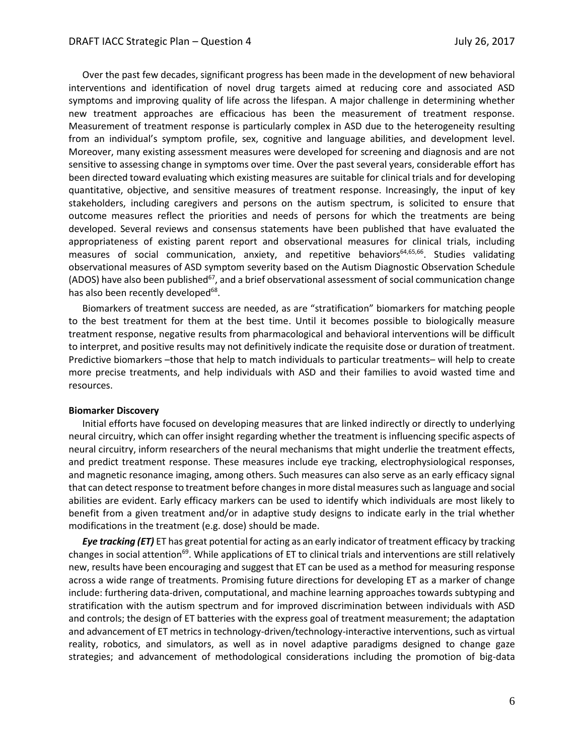Over the past few decades, significant progress has been made in the development of new behavioral interventions and identification of novel drug targets aimed at reducing core and associated ASD symptoms and improving quality of life across the lifespan. A major challenge in determining whether new treatment approaches are efficacious has been the measurement of treatment response. Measurement of treatment response is particularly complex in ASD due to the heterogeneity resulting from an individual's symptom profile, sex, cognitive and language abilities, and development level. Moreover, many existing assessment measures were developed for screening and diagnosis and are not sensitive to assessing change in symptoms over time. Over the past several years, considerable effort has been directed toward evaluating which existing measures are suitable for clinical trials and for developing quantitative, objective, and sensitive measures of treatment response. Increasingly, the input of key stakeholders, including caregivers and persons on the autism spectrum, is solicited to ensure that outcome measures reflect the priorities and needs of persons for which the treatments are being developed. Several reviews and consensus statements have been published that have evaluated the appropriateness of existing parent report and observational measures for clinical trials, including measures of social communication, anxiety, and repetitive behaviors[64,65,66]. Studies validating observational measures of ASD symptom severity based on the Autism Diagnostic Observation Schedule (ADOS) have also been published[67], and a brief observational assessment of social communication change has also been recently developed[68].

Biomarkers of treatment success are needed, as are "stratification" biomarkers for matching people to the best treatment for them at the best time. Until it becomes possible to biologically measure treatment response, negative results from pharmacological and behavioral interventions will be difficult to interpret, and positive results may not definitively indicate the requisite dose or duration of treatment. Predictive biomarkers –those that help to match individuals to particular treatments– will help to create more precise treatments, and help individuals with ASD and their families to avoid wasted time and resources.

**Biomarker Discovery**

Initial efforts have focused on developing measures that are linked indirectly or directly to underlying neural circuitry, which can offer insight regarding whether the treatment is influencing specific aspects of neural circuitry, inform researchers of the neural mechanisms that might underlie the treatment effects, and predict treatment response. These measures include eye tracking, electrophysiological responses, and magnetic resonance imaging, among others. Such measures can also serve as an early efficacy signal that can detect response to treatment before changes in more distal measures such as language and social abilities are evident. Early efficacy markers can be used to identify which individuals are most likely to benefit from a given treatment and/or in adaptive study designs to indicate early in the trial whether modifications in the treatment (e.g. dose) should be made.

***Eye tracking (ET)*** ET has great potential for acting as an early indicator of treatment efficacy by tracking changes in social attention[69]. While applications of ET to clinical trials and interventions are still relatively new, results have been encouraging and suggest that ET can be used as a method for measuring response across a wide range of treatments. Promising future directions for developing ET as a marker of change include: furthering data-driven, computational, and machine learning approaches towards subtyping and stratification with the autism spectrum and for improved discrimination between individuals with ASD and controls; the design of ET batteries with the express goal of treatment measurement; the adaptation and advancement of ET metrics in technology-driven/technology-interactive interventions, such as virtual reality, robotics, and simulators, as well as in novel adaptive paradigms designed to change gaze strategies; and advancement of methodological considerations including the promotion of big-data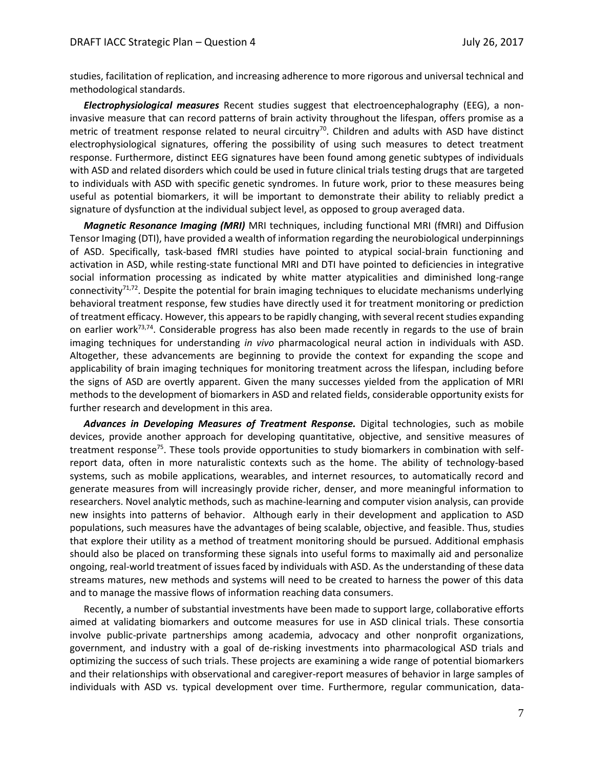studies, facilitation of replication, and increasing adherence to more rigorous and universal technical and methodological standards.

***Electrophysiological measures*** Recent studies suggest that electroencephalography (EEG), a non-invasive measure that can record patterns of brain activity throughout the lifespan, offers promise as a metric of treatment response related to neural circuitry[70]. Children and adults with ASD have distinct electrophysiological signatures, offering the possibility of using such measures to detect treatment response. Furthermore, distinct EEG signatures have been found among genetic subtypes of individuals with ASD and related disorders which could be used in future clinical trials testing drugs that are targeted to individuals with ASD with specific genetic syndromes. In future work, prior to these measures being useful as potential biomarkers, it will be important to demonstrate their ability to reliably predict a signature of dysfunction at the individual subject level, as opposed to group averaged data.

***Magnetic Resonance Imaging (MRI)*** MRI techniques, including functional MRI (fMRI) and Diffusion Tensor Imaging (DTI), have provided a wealth of information regarding the neurobiological underpinnings of ASD. Specifically, task-based fMRI studies have pointed to atypical social-brain functioning and activation in ASD, while resting-state functional MRI and DTI have pointed to deficiencies in integrative social information processing as indicated by white matter atypicalities and diminished long-range connectivity[71,72]. Despite the potential for brain imaging techniques to elucidate mechanisms underlying behavioral treatment response, few studies have directly used it for treatment monitoring or prediction of treatment efficacy. However, this appears to be rapidly changing, with several recent studies expanding on earlier work[73,74]. Considerable progress has also been made recently in regards to the use of brain imaging techniques for understanding *in vivo* pharmacological neural action in individuals with ASD. Altogether, these advancements are beginning to provide the context for expanding the scope and applicability of brain imaging techniques for monitoring treatment across the lifespan, including before the signs of ASD are overtly apparent. Given the many successes yielded from the application of MRI methods to the development of biomarkers in ASD and related fields, considerable opportunity exists for further research and development in this area.

***Advances in Developing Measures of Treatment Response.*** Digital technologies, such as mobile devices, provide another approach for developing quantitative, objective, and sensitive measures of treatment response[75]. These tools provide opportunities to study biomarkers in combination with self-report data, often in more naturalistic contexts such as the home. The ability of technology-based systems, such as mobile applications, wearables, and internet resources, to automatically record and generate measures from will increasingly provide richer, denser, and more meaningful information to researchers. Novel analytic methods, such as machine-learning and computer vision analysis, can provide new insights into patterns of behavior. Although early in their development and application to ASD populations, such measures have the advantages of being scalable, objective, and feasible. Thus, studies that explore their utility as a method of treatment monitoring should be pursued. Additional emphasis should also be placed on transforming these signals into useful forms to maximally aid and personalize ongoing, real-world treatment of issues faced by individuals with ASD. As the understanding of these data streams matures, new methods and systems will need to be created to harness the power of this data and to manage the massive flows of information reaching data consumers.

Recently, a number of substantial investments have been made to support large, collaborative efforts aimed at validating biomarkers and outcome measures for use in ASD clinical trials. These consortia involve public-private partnerships among academia, advocacy and other nonprofit organizations, government, and industry with a goal of de-risking investments into pharmacological ASD trials and optimizing the success of such trials. These projects are examining a wide range of potential biomarkers and their relationships with observational and caregiver-report measures of behavior in large samples of individuals with ASD vs. typical development over time. Furthermore, regular communication, data-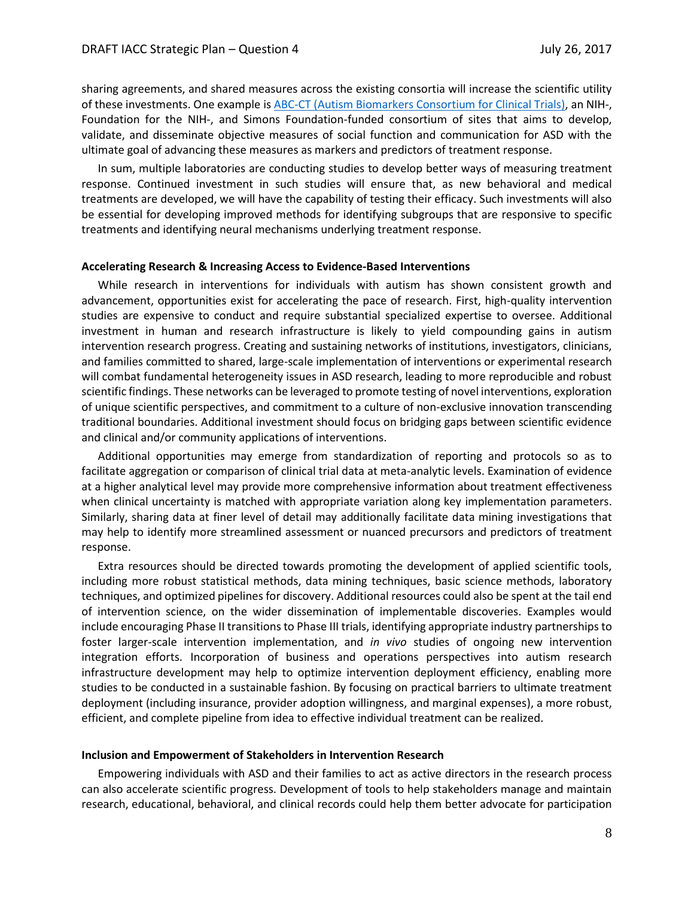sharing agreements, and shared measures across the existing consortia will increase the scientific utility of these investments. One example is [ABC-CT (Autism Biomarkers Consortium for Clinical Trials)](), an NIH-, Foundation for the NIH-, and Simons Foundation-funded consortium of sites that aims to develop, validate, and disseminate objective measures of social function and communication for ASD with the ultimate goal of advancing these measures as markers and predictors of treatment response.

In sum, multiple laboratories are conducting studies to develop better ways of measuring treatment response. Continued investment in such studies will ensure that, as new behavioral and medical treatments are developed, we will have the capability of testing their efficacy. Such investments will also be essential for developing improved methods for identifying subgroups that are responsive to specific treatments and identifying neural mechanisms underlying treatment response.

**Accelerating Research & Increasing Access to Evidence-Based Interventions**

While research in interventions for individuals with autism has shown consistent growth and advancement, opportunities exist for accelerating the pace of research. First, high-quality intervention studies are expensive to conduct and require substantial specialized expertise to oversee. Additional investment in human and research infrastructure is likely to yield compounding gains in autism intervention research progress. Creating and sustaining networks of institutions, investigators, clinicians, and families committed to shared, large-scale implementation of interventions or experimental research will combat fundamental heterogeneity issues in ASD research, leading to more reproducible and robust scientific findings. These networks can be leveraged to promote testing of novel interventions, exploration of unique scientific perspectives, and commitment to a culture of non-exclusive innovation transcending traditional boundaries. Additional investment should focus on bridging gaps between scientific evidence and clinical and/or community applications of interventions.

Additional opportunities may emerge from standardization of reporting and protocols so as to facilitate aggregation or comparison of clinical trial data at meta-analytic levels. Examination of evidence at a higher analytical level may provide more comprehensive information about treatment effectiveness when clinical uncertainty is matched with appropriate variation along key implementation parameters. Similarly, sharing data at finer level of detail may additionally facilitate data mining investigations that may help to identify more streamlined assessment or nuanced precursors and predictors of treatment response.

Extra resources should be directed towards promoting the development of applied scientific tools, including more robust statistical methods, data mining techniques, basic science methods, laboratory techniques, and optimized pipelines for discovery. Additional resources could also be spent at the tail end of intervention science, on the wider dissemination of implementable discoveries. Examples would include encouraging Phase II transitions to Phase III trials, identifying appropriate industry partnerships to foster larger-scale intervention implementation, and *in vivo* studies of ongoing new intervention integration efforts. Incorporation of business and operations perspectives into autism research infrastructure development may help to optimize intervention deployment efficiency, enabling more studies to be conducted in a sustainable fashion. By focusing on practical barriers to ultimate treatment deployment (including insurance, provider adoption willingness, and marginal expenses), a more robust, efficient, and complete pipeline from idea to effective individual treatment can be realized.

**Inclusion and Empowerment of Stakeholders in Intervention Research**

Empowering individuals with ASD and their families to act as active directors in the research process can also accelerate scientific progress. Development of tools to help stakeholders manage and maintain research, educational, behavioral, and clinical records could help them better advocate for participation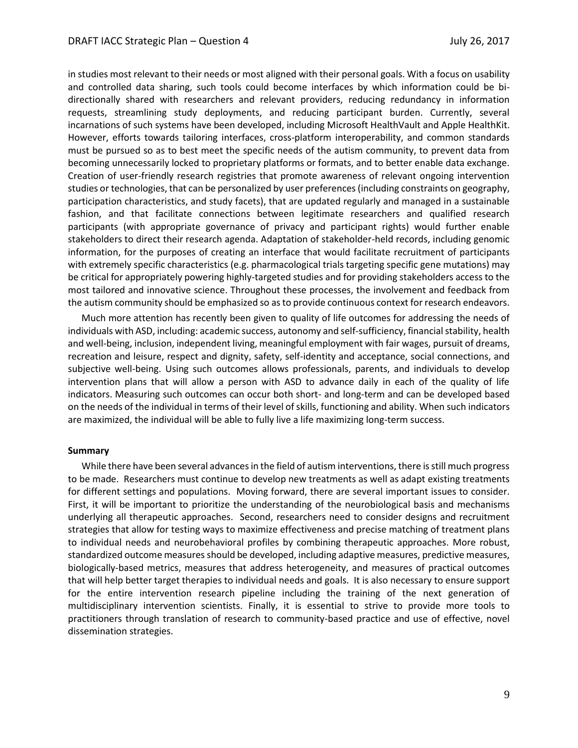in studies most relevant to their needs or most aligned with their personal goals. With a focus on usability and controlled data sharing, such tools could become interfaces by which information could be bi-directionally shared with researchers and relevant providers, reducing redundancy in information requests, streamlining study deployments, and reducing participant burden. Currently, several incarnations of such systems have been developed, including Microsoft HealthVault and Apple HealthKit. However, efforts towards tailoring interfaces, cross-platform interoperability, and common standards must be pursued so as to best meet the specific needs of the autism community, to prevent data from becoming unnecessarily locked to proprietary platforms or formats, and to better enable data exchange. Creation of user-friendly research registries that promote awareness of relevant ongoing intervention studies or technologies, that can be personalized by user preferences (including constraints on geography, participation characteristics, and study facets), that are updated regularly and managed in a sustainable fashion, and that facilitate connections between legitimate researchers and qualified research participants (with appropriate governance of privacy and participant rights) would further enable stakeholders to direct their research agenda. Adaptation of stakeholder-held records, including genomic information, for the purposes of creating an interface that would facilitate recruitment of participants with extremely specific characteristics (e.g. pharmacological trials targeting specific gene mutations) may be critical for appropriately powering highly-targeted studies and for providing stakeholders access to the most tailored and innovative science. Throughout these processes, the involvement and feedback from the autism community should be emphasized so as to provide continuous context for research endeavors.

Much more attention has recently been given to quality of life outcomes for addressing the needs of individuals with ASD, including: academic success, autonomy and self-sufficiency, financial stability, health and well-being, inclusion, independent living, meaningful employment with fair wages, pursuit of dreams, recreation and leisure, respect and dignity, safety, self-identity and acceptance, social connections, and subjective well-being. Using such outcomes allows professionals, parents, and individuals to develop intervention plans that will allow a person with ASD to advance daily in each of the quality of life indicators. Measuring such outcomes can occur both short- and long-term and can be developed based on the needs of the individual in terms of their level of skills, functioning and ability. When such indicators are maximized, the individual will be able to fully live a life maximizing long-term success.

**Summary**

While there have been several advances in the field of autism interventions, there is still much progress to be made. Researchers must continue to develop new treatments as well as adapt existing treatments for different settings and populations. Moving forward, there are several important issues to consider. First, it will be important to prioritize the understanding of the neurobiological basis and mechanisms underlying all therapeutic approaches. Second, researchers need to consider designs and recruitment strategies that allow for testing ways to maximize effectiveness and precise matching of treatment plans to individual needs and neurobehavioral profiles by combining therapeutic approaches. More robust, standardized outcome measures should be developed, including adaptive measures, predictive measures, biologically-based metrics, measures that address heterogeneity, and measures of practical outcomes that will help better target therapies to individual needs and goals. It is also necessary to ensure support for the entire intervention research pipeline including the training of the next generation of multidisciplinary intervention scientists. Finally, it is essential to strive to provide more tools to practitioners through translation of research to community-based practice and use of effective, novel dissemination strategies.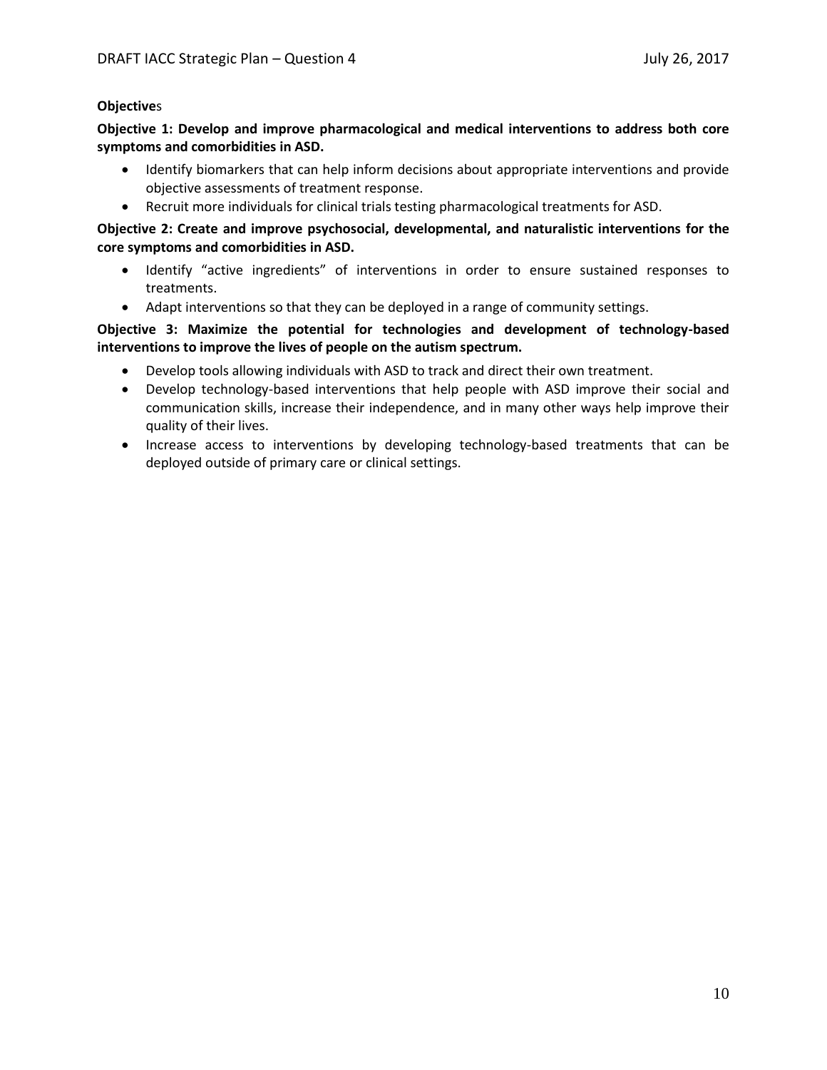**Objectives**

**Objective 1: Develop and improve pharmacological and medical interventions to address both core symptoms and comorbidities in ASD.**

- Identify biomarkers that can help inform decisions about appropriate interventions and provide objective assessments of treatment response.
- Recruit more individuals for clinical trials testing pharmacological treatments for ASD.

**Objective 2: Create and improve psychosocial, developmental, and naturalistic interventions for the core symptoms and comorbidities in ASD.**

- Identify "active ingredients" of interventions in order to ensure sustained responses to treatments.
- Adapt interventions so that they can be deployed in a range of community settings.

**Objective 3: Maximize the potential for technologies and development of technology-based interventions to improve the lives of people on the autism spectrum.**

- Develop tools allowing individuals with ASD to track and direct their own treatment.
- Develop technology-based interventions that help people with ASD improve their social and communication skills, increase their independence, and in many other ways help improve their quality of their lives.
- Increase access to interventions by developing technology-based treatments that can be deployed outside of primary care or clinical settings.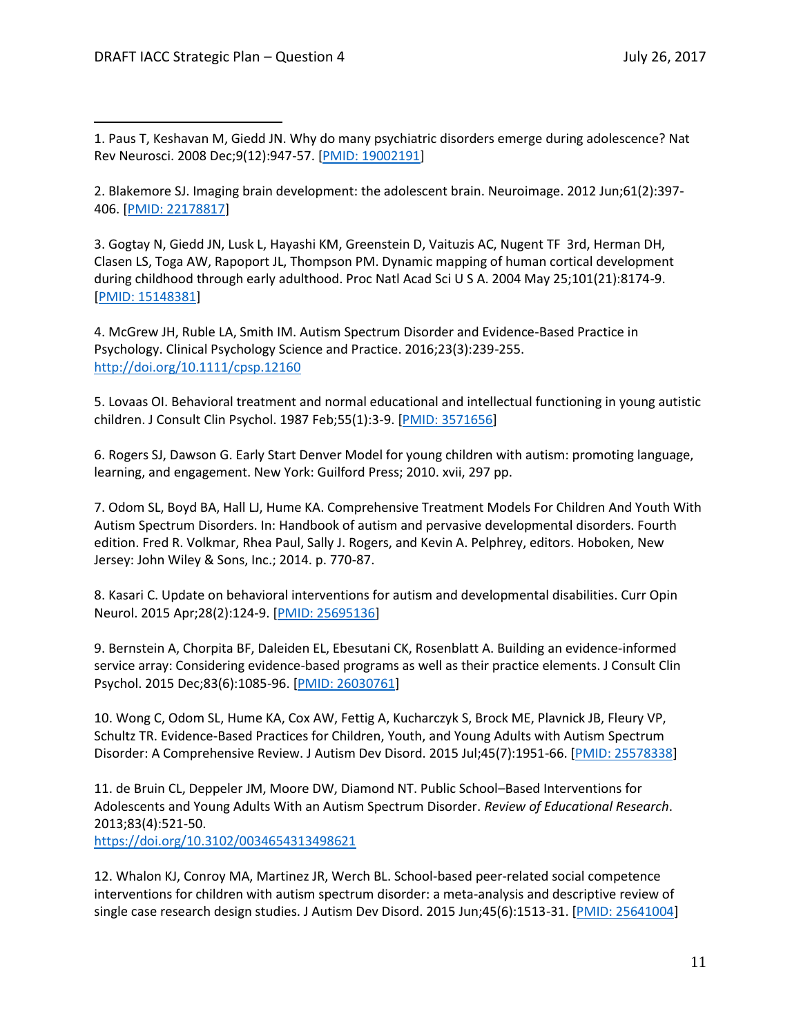1. Paus T, Keshavan M, Giedd JN. Why do many psychiatric disorders emerge during adolescence? Nat Rev Neurosci. 2008 Dec;9(12):947-57. [PMID: 19002191]

2. Blakemore SJ. Imaging brain development: the adolescent brain. Neuroimage. 2012 Jun;61(2):397-406. [PMID: 22178817]

3. Gogtay N, Giedd JN, Lusk L, Hayashi KM, Greenstein D, Vaituzis AC, Nugent TF 3rd, Herman DH, Clasen LS, Toga AW, Rapoport JL, Thompson PM. Dynamic mapping of human cortical development during childhood through early adulthood. Proc Natl Acad Sci U S A. 2004 May 25;101(21):8174-9. [PMID: 15148381]

4. McGrew JH, Ruble LA, Smith IM. Autism Spectrum Disorder and Evidence-Based Practice in Psychology. Clinical Psychology Science and Practice. 2016;23(3):239-255. http://doi.org/10.1111/cpsp.12160

5. Lovaas OI. Behavioral treatment and normal educational and intellectual functioning in young autistic children. J Consult Clin Psychol. 1987 Feb;55(1):3-9. [PMID: 3571656]

6. Rogers SJ, Dawson G. Early Start Denver Model for young children with autism: promoting language, learning, and engagement. New York: Guilford Press; 2010. xvii, 297 pp.

7. Odom SL, Boyd BA, Hall LJ, Hume KA. Comprehensive Treatment Models For Children And Youth With Autism Spectrum Disorders. In: Handbook of autism and pervasive developmental disorders. Fourth edition. Fred R. Volkmar, Rhea Paul, Sally J. Rogers, and Kevin A. Pelphrey, editors. Hoboken, New Jersey: John Wiley & Sons, Inc.; 2014. p. 770-87.

8. Kasari C. Update on behavioral interventions for autism and developmental disabilities. Curr Opin Neurol. 2015 Apr;28(2):124-9. [PMID: 25695136]

9. Bernstein A, Chorpita BF, Daleiden EL, Ebesutani CK, Rosenblatt A. Building an evidence-informed service array: Considering evidence-based programs as well as their practice elements. J Consult Clin Psychol. 2015 Dec;83(6):1085-96. [PMID: 26030761]

10. Wong C, Odom SL, Hume KA, Cox AW, Fettig A, Kucharczyk S, Brock ME, Plavnick JB, Fleury VP, Schultz TR. Evidence-Based Practices for Children, Youth, and Young Adults with Autism Spectrum Disorder: A Comprehensive Review. J Autism Dev Disord. 2015 Jul;45(7):1951-66. [PMID: 25578338]

11. de Bruin CL, Deppeler JM, Moore DW, Diamond NT. Public School–Based Interventions for Adolescents and Young Adults With an Autism Spectrum Disorder. *Review of Educational Research*. 2013;83(4):521-50. https://doi.org/10.3102/0034654313498621

12. Whalon KJ, Conroy MA, Martinez JR, Werch BL. School-based peer-related social competence interventions for children with autism spectrum disorder: a meta-analysis and descriptive review of single case research design studies. J Autism Dev Disord. 2015 Jun;45(6):1513-31. [PMID: 25641004]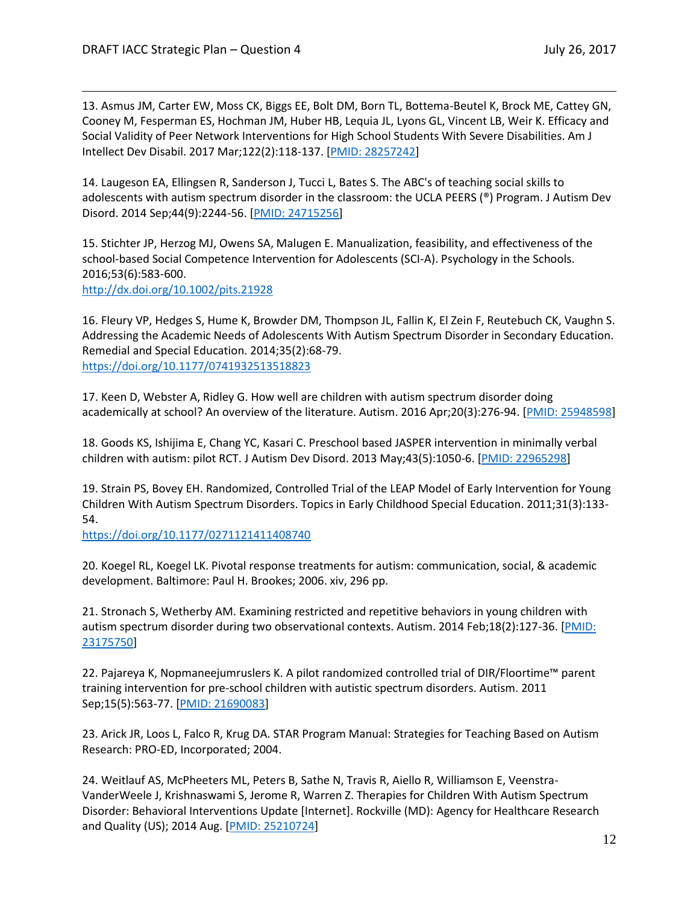13. Asmus JM, Carter EW, Moss CK, Biggs EE, Bolt DM, Born TL, Bottema-Beutel K, Brock ME, Cattey GN, Cooney M, Fesperman ES, Hochman JM, Huber HB, Lequia JL, Lyons GL, Vincent LB, Weir K. Efficacy and Social Validity of Peer Network Interventions for High School Students With Severe Disabilities. Am J Intellect Dev Disabil. 2017 Mar;122(2):118-137. [PMID: 28257242]

14. Laugeson EA, Ellingsen R, Sanderson J, Tucci L, Bates S. The ABC's of teaching social skills to adolescents with autism spectrum disorder in the classroom: the UCLA PEERS (®) Program. J Autism Dev Disord. 2014 Sep;44(9):2244-56. [PMID: 24715256]

15. Stichter JP, Herzog MJ, Owens SA, Malugen E. Manualization, feasibility, and effectiveness of the school-based Social Competence Intervention for Adolescents (SCI-A). Psychology in the Schools. 2016;53(6):583-600. http://dx.doi.org/10.1002/pits.21928

16. Fleury VP, Hedges S, Hume K, Browder DM, Thompson JL, Fallin K, El Zein F, Reutebuch CK, Vaughn S. Addressing the Academic Needs of Adolescents With Autism Spectrum Disorder in Secondary Education. Remedial and Special Education. 2014;35(2):68-79. https://doi.org/10.1177/0741932513518823

17. Keen D, Webster A, Ridley G. How well are children with autism spectrum disorder doing academically at school? An overview of the literature. Autism. 2016 Apr;20(3):276-94. [PMID: 25948598]

18. Goods KS, Ishijima E, Chang YC, Kasari C. Preschool based JASPER intervention in minimally verbal children with autism: pilot RCT. J Autism Dev Disord. 2013 May;43(5):1050-6. [PMID: 22965298]

19. Strain PS, Bovey EH. Randomized, Controlled Trial of the LEAP Model of Early Intervention for Young Children With Autism Spectrum Disorders. Topics in Early Childhood Special Education. 2011;31(3):133-54. https://doi.org/10.1177/0271121411408740

20. Koegel RL, Koegel LK. Pivotal response treatments for autism: communication, social, & academic development. Baltimore: Paul H. Brookes; 2006. xiv, 296 pp.

21. Stronach S, Wetherby AM. Examining restricted and repetitive behaviors in young children with autism spectrum disorder during two observational contexts. Autism. 2014 Feb;18(2):127-36. [PMID: 23175750]

22. Pajareya K, Nopmaneejumruslers K. A pilot randomized controlled trial of DIR/Floortime™ parent training intervention for pre-school children with autistic spectrum disorders. Autism. 2011 Sep;15(5):563-77. [PMID: 21690083]

23. Arick JR, Loos L, Falco R, Krug DA. STAR Program Manual: Strategies for Teaching Based on Autism Research: PRO-ED, Incorporated; 2004.

24. Weitlauf AS, McPheeters ML, Peters B, Sathe N, Travis R, Aiello R, Williamson E, Veenstra-VanderWeele J, Krishnaswami S, Jerome R, Warren Z. Therapies for Children With Autism Spectrum Disorder: Behavioral Interventions Update [Internet]. Rockville (MD): Agency for Healthcare Research and Quality (US); 2014 Aug. [PMID: 25210724]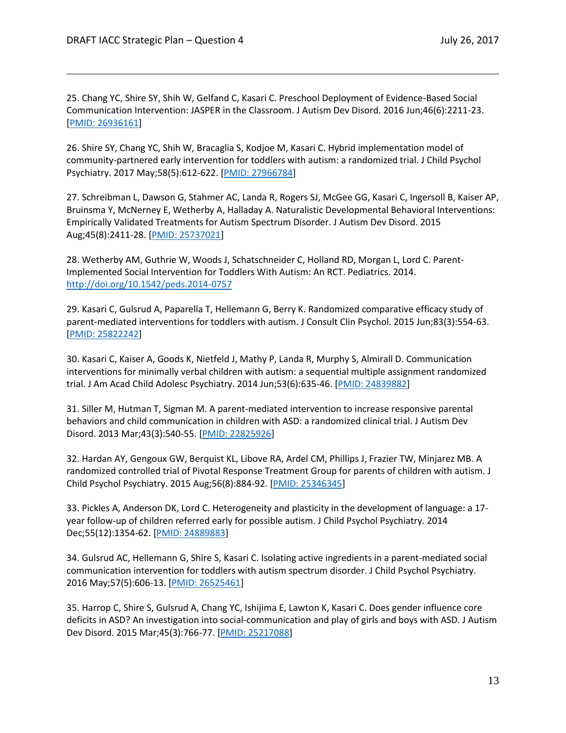25. Chang YC, Shire SY, Shih W, Gelfand C, Kasari C. Preschool Deployment of Evidence-Based Social Communication Intervention: JASPER in the Classroom. J Autism Dev Disord. 2016 Jun;46(6):2211-23. [PMID: 26936161]

26. Shire SY, Chang YC, Shih W, Bracaglia S, Kodjoe M, Kasari C. Hybrid implementation model of community-partnered early intervention for toddlers with autism: a randomized trial. J Child Psychol Psychiatry. 2017 May;58(5):612-622. [PMID: 27966784]

27. Schreibman L, Dawson G, Stahmer AC, Landa R, Rogers SJ, McGee GG, Kasari C, Ingersoll B, Kaiser AP, Bruinsma Y, McNerney E, Wetherby A, Halladay A. Naturalistic Developmental Behavioral Interventions: Empirically Validated Treatments for Autism Spectrum Disorder. J Autism Dev Disord. 2015 Aug;45(8):2411-28. [PMID: 25737021]

28. Wetherby AM, Guthrie W, Woods J, Schatschneider C, Holland RD, Morgan L, Lord C. Parent-Implemented Social Intervention for Toddlers With Autism: An RCT. Pediatrics. 2014. http://doi.org/10.1542/peds.2014-0757

29. Kasari C, Gulsrud A, Paparella T, Hellemann G, Berry K. Randomized comparative efficacy study of parent-mediated interventions for toddlers with autism. J Consult Clin Psychol. 2015 Jun;83(3):554-63. [PMID: 25822242]

30. Kasari C, Kaiser A, Goods K, Nietfeld J, Mathy P, Landa R, Murphy S, Almirall D. Communication interventions for minimally verbal children with autism: a sequential multiple assignment randomized trial. J Am Acad Child Adolesc Psychiatry. 2014 Jun;53(6):635-46. [PMID: 24839882]

31. Siller M, Hutman T, Sigman M. A parent-mediated intervention to increase responsive parental behaviors and child communication in children with ASD: a randomized clinical trial. J Autism Dev Disord. 2013 Mar;43(3):540-55. [PMID: 22825926]

32. Hardan AY, Gengoux GW, Berquist KL, Libove RA, Ardel CM, Phillips J, Frazier TW, Minjarez MB. A randomized controlled trial of Pivotal Response Treatment Group for parents of children with autism. J Child Psychol Psychiatry. 2015 Aug;56(8):884-92. [PMID: 25346345]

33. Pickles A, Anderson DK, Lord C. Heterogeneity and plasticity in the development of language: a 17-year follow-up of children referred early for possible autism. J Child Psychol Psychiatry. 2014 Dec;55(12):1354-62. [PMID: 24889883]

34. Gulsrud AC, Hellemann G, Shire S, Kasari C. Isolating active ingredients in a parent-mediated social communication intervention for toddlers with autism spectrum disorder. J Child Psychol Psychiatry. 2016 May;57(5):606-13. [PMID: 26525461]

35. Harrop C, Shire S, Gulsrud A, Chang YC, Ishijima E, Lawton K, Kasari C. Does gender influence core deficits in ASD? An investigation into social-communication and play of girls and boys with ASD. J Autism Dev Disord. 2015 Mar;45(3):766-77. [PMID: 25217088]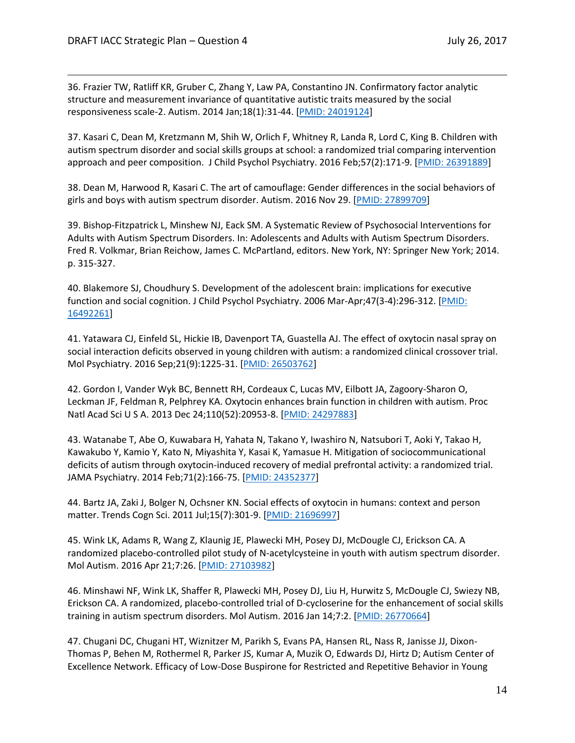36. Frazier TW, Ratliff KR, Gruber C, Zhang Y, Law PA, Constantino JN. Confirmatory factor analytic structure and measurement invariance of quantitative autistic traits measured by the social responsiveness scale-2. Autism. 2014 Jan;18(1):31-44. [PMID: 24019124]

37. Kasari C, Dean M, Kretzmann M, Shih W, Orlich F, Whitney R, Landa R, Lord C, King B. Children with autism spectrum disorder and social skills groups at school: a randomized trial comparing intervention approach and peer composition. J Child Psychol Psychiatry. 2016 Feb;57(2):171-9. [PMID: 26391889]

38. Dean M, Harwood R, Kasari C. The art of camouflage: Gender differences in the social behaviors of girls and boys with autism spectrum disorder. Autism. 2016 Nov 29. [PMID: 27899709]

39. Bishop-Fitzpatrick L, Minshew NJ, Eack SM. A Systematic Review of Psychosocial Interventions for Adults with Autism Spectrum Disorders. In: Adolescents and Adults with Autism Spectrum Disorders. Fred R. Volkmar, Brian Reichow, James C. McPartland, editors. New York, NY: Springer New York; 2014. p. 315-327.

40. Blakemore SJ, Choudhury S. Development of the adolescent brain: implications for executive function and social cognition. J Child Psychol Psychiatry. 2006 Mar-Apr;47(3-4):296-312. [PMID: 16492261]

41. Yatawara CJ, Einfeld SL, Hickie IB, Davenport TA, Guastella AJ. The effect of oxytocin nasal spray on social interaction deficits observed in young children with autism: a randomized clinical crossover trial. Mol Psychiatry. 2016 Sep;21(9):1225-31. [PMID: 26503762]

42. Gordon I, Vander Wyk BC, Bennett RH, Cordeaux C, Lucas MV, Eilbott JA, Zagoory-Sharon O, Leckman JF, Feldman R, Pelphrey KA. Oxytocin enhances brain function in children with autism. Proc Natl Acad Sci U S A. 2013 Dec 24;110(52):20953-8. [PMID: 24297883]

43. Watanabe T, Abe O, Kuwabara H, Yahata N, Takano Y, Iwashiro N, Natsubori T, Aoki Y, Takao H, Kawakubo Y, Kamio Y, Kato N, Miyashita Y, Kasai K, Yamasue H. Mitigation of sociocommunicational deficits of autism through oxytocin-induced recovery of medial prefrontal activity: a randomized trial. JAMA Psychiatry. 2014 Feb;71(2):166-75. [PMID: 24352377]

44. Bartz JA, Zaki J, Bolger N, Ochsner KN. Social effects of oxytocin in humans: context and person matter. Trends Cogn Sci. 2011 Jul;15(7):301-9. [PMID: 21696997]

45. Wink LK, Adams R, Wang Z, Klaunig JE, Plawecki MH, Posey DJ, McDougle CJ, Erickson CA. A randomized placebo-controlled pilot study of N-acetylcysteine in youth with autism spectrum disorder. Mol Autism. 2016 Apr 21;7:26. [PMID: 27103982]

46. Minshawi NF, Wink LK, Shaffer R, Plawecki MH, Posey DJ, Liu H, Hurwitz S, McDougle CJ, Swiezy NB, Erickson CA. A randomized, placebo-controlled trial of D-cycloserine for the enhancement of social skills training in autism spectrum disorders. Mol Autism. 2016 Jan 14;7:2. [PMID: 26770664]

47. Chugani DC, Chugani HT, Wiznitzer M, Parikh S, Evans PA, Hansen RL, Nass R, Janisse JJ, Dixon-Thomas P, Behen M, Rothermel R, Parker JS, Kumar A, Muzik O, Edwards DJ, Hirtz D; Autism Center of Excellence Network. Efficacy of Low-Dose Buspirone for Restricted and Repetitive Behavior in Young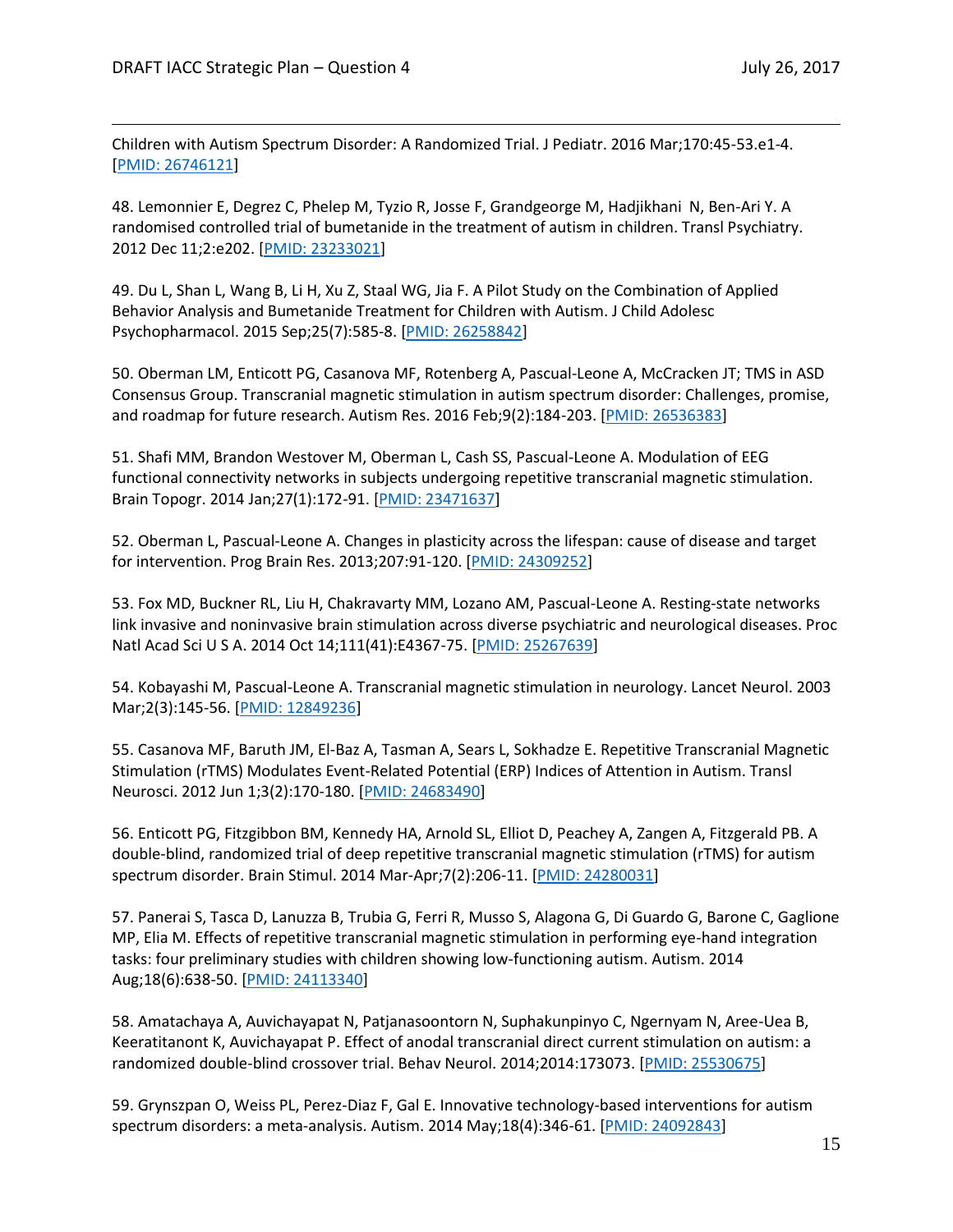Children with Autism Spectrum Disorder: A Randomized Trial. J Pediatr. 2016 Mar;170:45-53.e1-4. [PMID: 26746121]

48. Lemonnier E, Degrez C, Phelep M, Tyzio R, Josse F, Grandgeorge M, Hadjikhani N, Ben-Ari Y. A randomised controlled trial of bumetanide in the treatment of autism in children. Transl Psychiatry. 2012 Dec 11;2:e202. [PMID: 23233021]

49. Du L, Shan L, Wang B, Li H, Xu Z, Staal WG, Jia F. A Pilot Study on the Combination of Applied Behavior Analysis and Bumetanide Treatment for Children with Autism. J Child Adolesc Psychopharmacol. 2015 Sep;25(7):585-8. [PMID: 26258842]

50. Oberman LM, Enticott PG, Casanova MF, Rotenberg A, Pascual-Leone A, McCracken JT; TMS in ASD Consensus Group. Transcranial magnetic stimulation in autism spectrum disorder: Challenges, promise, and roadmap for future research. Autism Res. 2016 Feb;9(2):184-203. [PMID: 26536383]

51. Shafi MM, Brandon Westover M, Oberman L, Cash SS, Pascual-Leone A. Modulation of EEG functional connectivity networks in subjects undergoing repetitive transcranial magnetic stimulation. Brain Topogr. 2014 Jan;27(1):172-91. [PMID: 23471637]

52. Oberman L, Pascual-Leone A. Changes in plasticity across the lifespan: cause of disease and target for intervention. Prog Brain Res. 2013;207:91-120. [PMID: 24309252]

53. Fox MD, Buckner RL, Liu H, Chakravarty MM, Lozano AM, Pascual-Leone A. Resting-state networks link invasive and noninvasive brain stimulation across diverse psychiatric and neurological diseases. Proc Natl Acad Sci U S A. 2014 Oct 14;111(41):E4367-75. [PMID: 25267639]

54. Kobayashi M, Pascual-Leone A. Transcranial magnetic stimulation in neurology. Lancet Neurol. 2003 Mar;2(3):145-56. [PMID: 12849236]

55. Casanova MF, Baruth JM, El-Baz A, Tasman A, Sears L, Sokhadze E. Repetitive Transcranial Magnetic Stimulation (rTMS) Modulates Event-Related Potential (ERP) Indices of Attention in Autism. Transl Neurosci. 2012 Jun 1;3(2):170-180. [PMID: 24683490]

56. Enticott PG, Fitzgibbon BM, Kennedy HA, Arnold SL, Elliot D, Peachey A, Zangen A, Fitzgerald PB. A double-blind, randomized trial of deep repetitive transcranial magnetic stimulation (rTMS) for autism spectrum disorder. Brain Stimul. 2014 Mar-Apr;7(2):206-11. [PMID: 24280031]

57. Panerai S, Tasca D, Lanuzza B, Trubia G, Ferri R, Musso S, Alagona G, Di Guardo G, Barone C, Gaglione MP, Elia M. Effects of repetitive transcranial magnetic stimulation in performing eye-hand integration tasks: four preliminary studies with children showing low-functioning autism. Autism. 2014 Aug;18(6):638-50. [PMID: 24113340]

58. Amatachaya A, Auvichayapat N, Patjanasoontorn N, Suphakunpinyo C, Ngernyam N, Aree-Uea B, Keeratitanont K, Auvichayapat P. Effect of anodal transcranial direct current stimulation on autism: a randomized double-blind crossover trial. Behav Neurol. 2014;2014:173073. [PMID: 25530675]

59. Grynszpan O, Weiss PL, Perez-Diaz F, Gal E. Innovative technology-based interventions for autism spectrum disorders: a meta-analysis. Autism. 2014 May;18(4):346-61. [PMID: 24092843]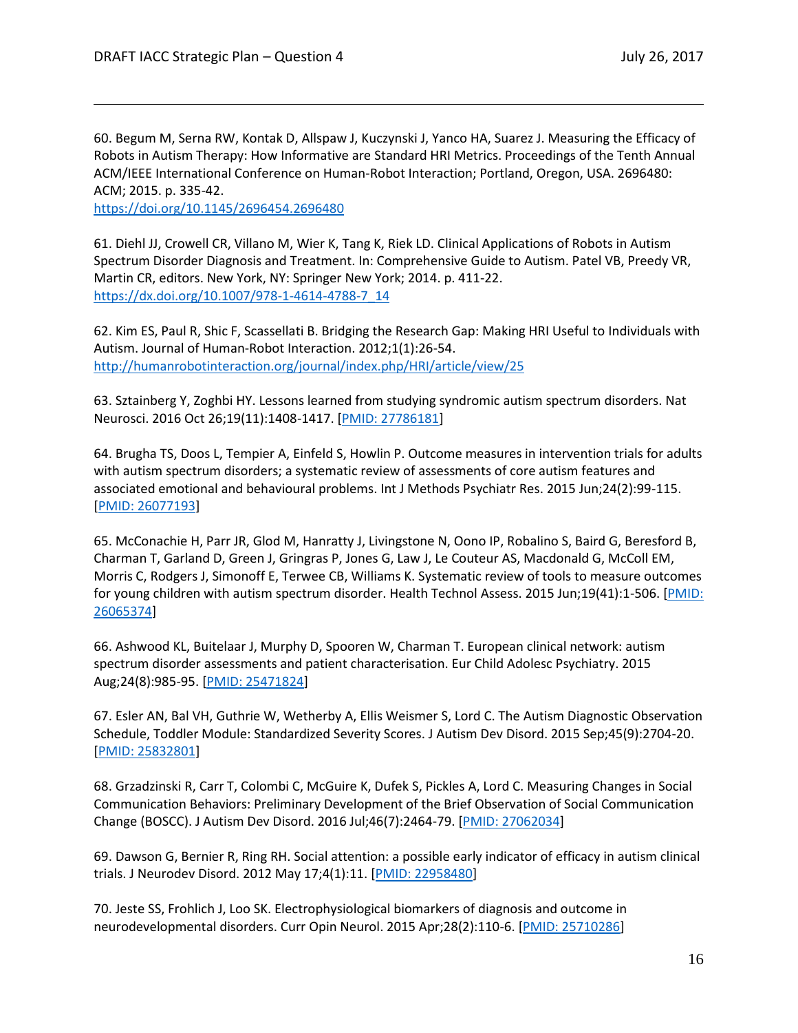60. Begum M, Serna RW, Kontak D, Allspaw J, Kuczynski J, Yanco HA, Suarez J. Measuring the Efficacy of Robots in Autism Therapy: How Informative are Standard HRI Metrics. Proceedings of the Tenth Annual ACM/IEEE International Conference on Human-Robot Interaction; Portland, Oregon, USA. 2696480: ACM; 2015. p. 335-42.
https://doi.org/10.1145/2696454.2696480

61. Diehl JJ, Crowell CR, Villano M, Wier K, Tang K, Riek LD. Clinical Applications of Robots in Autism Spectrum Disorder Diagnosis and Treatment. In: Comprehensive Guide to Autism. Patel VB, Preedy VR, Martin CR, editors. New York, NY: Springer New York; 2014. p. 411-22.
https://dx.doi.org/10.1007/978-1-4614-4788-7_14

62. Kim ES, Paul R, Shic F, Scassellati B. Bridging the Research Gap: Making HRI Useful to Individuals with Autism. Journal of Human-Robot Interaction. 2012;1(1):26-54.
http://humanrobotinteraction.org/journal/index.php/HRI/article/view/25

63. Sztainberg Y, Zoghbi HY. Lessons learned from studying syndromic autism spectrum disorders. Nat Neurosci. 2016 Oct 26;19(11):1408-1417. [PMID: 27786181]

64. Brugha TS, Doos L, Tempier A, Einfeld S, Howlin P. Outcome measures in intervention trials for adults with autism spectrum disorders; a systematic review of assessments of core autism features and associated emotional and behavioural problems. Int J Methods Psychiatr Res. 2015 Jun;24(2):99-115. [PMID: 26077193]

65. McConachie H, Parr JR, Glod M, Hanratty J, Livingstone N, Oono IP, Robalino S, Baird G, Beresford B, Charman T, Garland D, Green J, Gringras P, Jones G, Law J, Le Couteur AS, Macdonald G, McColl EM, Morris C, Rodgers J, Simonoff E, Terwee CB, Williams K. Systematic review of tools to measure outcomes for young children with autism spectrum disorder. Health Technol Assess. 2015 Jun;19(41):1-506. [PMID: 26065374]

66. Ashwood KL, Buitelaar J, Murphy D, Spooren W, Charman T. European clinical network: autism spectrum disorder assessments and patient characterisation. Eur Child Adolesc Psychiatry. 2015 Aug;24(8):985-95. [PMID: 25471824]

67. Esler AN, Bal VH, Guthrie W, Wetherby A, Ellis Weismer S, Lord C. The Autism Diagnostic Observation Schedule, Toddler Module: Standardized Severity Scores. J Autism Dev Disord. 2015 Sep;45(9):2704-20. [PMID: 25832801]

68. Grzadzinski R, Carr T, Colombi C, McGuire K, Dufek S, Pickles A, Lord C. Measuring Changes in Social Communication Behaviors: Preliminary Development of the Brief Observation of Social Communication Change (BOSCC). J Autism Dev Disord. 2016 Jul;46(7):2464-79. [PMID: 27062034]

69. Dawson G, Bernier R, Ring RH. Social attention: a possible early indicator of efficacy in autism clinical trials. J Neurodev Disord. 2012 May 17;4(1):11. [PMID: 22958480]

70. Jeste SS, Frohlich J, Loo SK. Electrophysiological biomarkers of diagnosis and outcome in neurodevelopmental disorders. Curr Opin Neurol. 2015 Apr;28(2):110-6. [PMID: 25710286]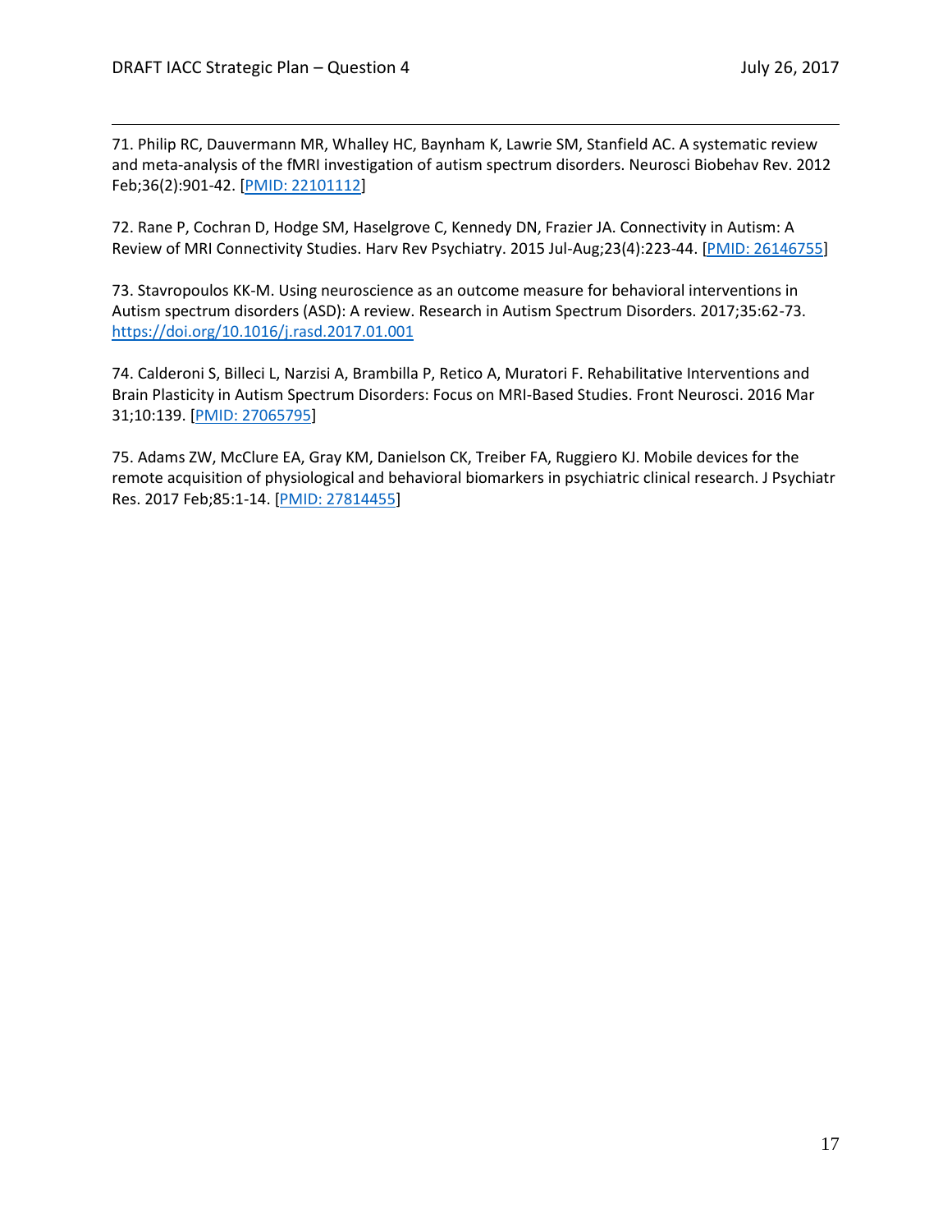71. Philip RC, Dauvermann MR, Whalley HC, Baynham K, Lawrie SM, Stanfield AC. A systematic review and meta-analysis of the fMRI investigation of autism spectrum disorders. Neurosci Biobehav Rev. 2012 Feb;36(2):901-42. [PMID: 22101112]

72. Rane P, Cochran D, Hodge SM, Haselgrove C, Kennedy DN, Frazier JA. Connectivity in Autism: A Review of MRI Connectivity Studies. Harv Rev Psychiatry. 2015 Jul-Aug;23(4):223-44. [PMID: 26146755]

73. Stavropoulos KK-M. Using neuroscience as an outcome measure for behavioral interventions in Autism spectrum disorders (ASD): A review. Research in Autism Spectrum Disorders. 2017;35:62-73. https://doi.org/10.1016/j.rasd.2017.01.001

74. Calderoni S, Billeci L, Narzisi A, Brambilla P, Retico A, Muratori F. Rehabilitative Interventions and Brain Plasticity in Autism Spectrum Disorders: Focus on MRI-Based Studies. Front Neurosci. 2016 Mar 31;10:139. [PMID: 27065795]

75. Adams ZW, McClure EA, Gray KM, Danielson CK, Treiber FA, Ruggiero KJ. Mobile devices for the remote acquisition of physiological and behavioral biomarkers in psychiatric clinical research. J Psychiatr Res. 2017 Feb;85:1-14. [PMID: 27814455]